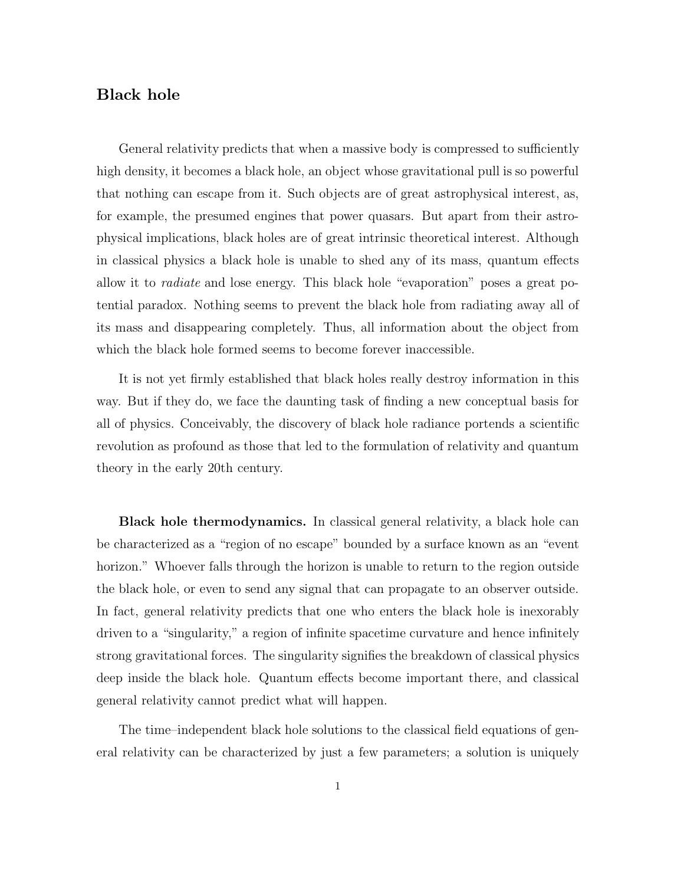## Black hole

General relativity predicts that when a massive body is compressed to sufficiently high density, it becomes a black hole, an object whose gravitational pull is so powerful that nothing can escape from it. Such objects are of great astrophysical interest, as, for example, the presumed engines that power quasars. But apart from their astrophysical implications, black holes are of great intrinsic theoretical interest. Although in classical physics a black hole is unable to shed any of its mass, quantum effects allow it to *radiate* and lose energy. This black hole "evaporation" poses a great potential paradox. Nothing seems to prevent the black hole from radiating away all of its mass and disappearing completely. Thus, all information about the object from which the black hole formed seems to become forever inaccessible.

It is not yet firmly established that black holes really destroy information in this way. But if they do, we face the daunting task of finding a new conceptual basis for all of physics. Conceivably, the discovery of black hole radiance portends a scientific revolution as profound as those that led to the formulation of relativity and quantum theory in the early 20th century.

**Black hole thermodynamics.** In classical general relativity, a black hole can be characterized as a "region of no escape" bounded by a surface known as an "event horizon." Whoever falls through the horizon is unable to return to the region outside the black hole, or even to send any signal that can propagate to an observer outside. In fact, general relativity predicts that one who enters the black hole is inexorably driven to a "singularity," a region of infinite spacetime curvature and hence infinitely strong gravitational forces. The singularity signifies the breakdown of classical physics deep inside the black hole. Quantum effects become important there, and classical general relativity cannot predict what will happen.

The time–independent black hole solutions to the classical field equations of general relativity can be characterized by just a few parameters; a solution is uniquely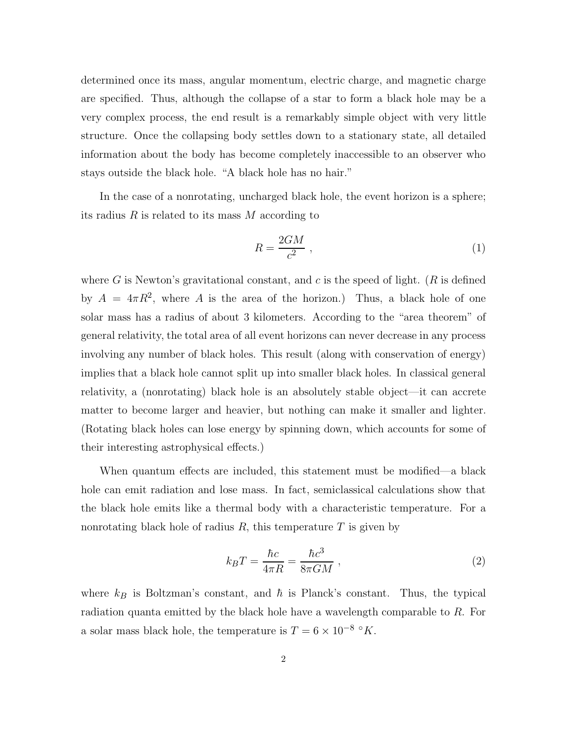determined once its mass, angular momentum, electric charge, and magnetic charge are specified. Thus, although the collapse of a star to form a black hole may be a very complex process, the end result is a remarkably simple object with very little structure. Once the collapsing body settles down to a stationary state, all detailed information about the body has become completely inaccessible to an observer who stays outside the black hole. "A black hole has no hair."

In the case of a nonrotating, uncharged black hole, the event horizon is a sphere; its radius $R$ is related to its mass $M$ according to

$$R = \frac{2GM}{c^2} \ , \tag{1}$$

where $G$ is Newton's gravitational constant, and $c$ is the speed of light. ($R$ is defined by $A = 4\pi R^2$, where $A$ is the area of the horizon.) Thus, a black hole of one solar mass has a radius of about 3 kilometers. According to the "area theorem" of general relativity, the total area of all event horizons can never decrease in any process involving any number of black holes. This result (along with conservation of energy) implies that a black hole cannot split up into smaller black holes. In classical general relativity, a (nonrotating) black hole is an absolutely stable object—it can accrete matter to become larger and heavier, but nothing can make it smaller and lighter. (Rotating black holes can lose energy by spinning down, which accounts for some of their interesting astrophysical effects.)

When quantum effects are included, this statement must be modified—a black hole can emit radiation and lose mass. In fact, semiclassical calculations show that the black hole emits like a thermal body with a characteristic temperature. For a nonrotating black hole of radius $R$, this temperature $T$ is given by

$$k_B T = \frac{\hbar c}{4\pi R} = \frac{\hbar c^3}{8\pi GM} \ , \tag{2}$$

where $k_B$ is Boltzman's constant, and $\hbar$ is Planck's constant. Thus, the typical radiation quanta emitted by the black hole have a wavelength comparable to $R$. For a solar mass black hole, the temperature is $T = 6 \times 10^{-8}\ {}^\circ K$.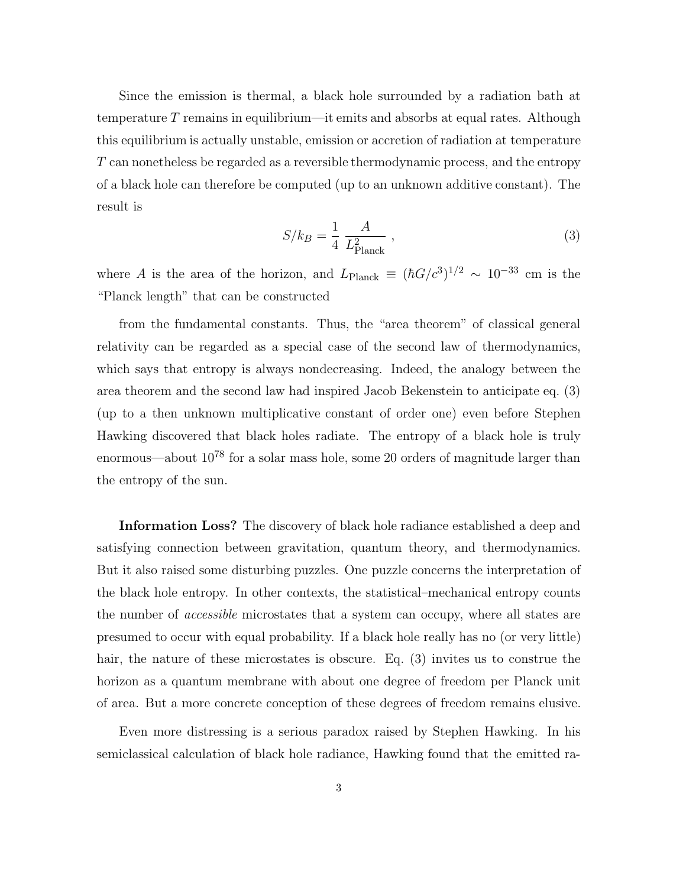Since the emission is thermal, a black hole surrounded by a radiation bath at temperature $T$ remains in equilibrium—it emits and absorbs at equal rates. Although this equilibrium is actually unstable, emission or accretion of radiation at temperature $T$ can nonetheless be regarded as a reversible thermodynamic process, and the entropy of a black hole can therefore be computed (up to an unknown additive constant). The result is

$$S/k_B = \frac{1}{4}\,\frac{A}{L_{\rm Planck}^2}\ , \tag{3}$$

where $A$ is the area of the horizon, and $L_{\rm Planck} \equiv (\hbar G/c^3)^{1/2} \sim 10^{-33}$ cm is the "Planck length" that can be constructed

from the fundamental constants. Thus, the "area theorem" of classical general relativity can be regarded as a special case of the second law of thermodynamics, which says that entropy is always nondecreasing. Indeed, the analogy between the area theorem and the second law had inspired Jacob Bekenstein to anticipate eq. (3) (up to a then unknown multiplicative constant of order one) even before Stephen Hawking discovered that black holes radiate. The entropy of a black hole is truly enormous—about $10^{78}$ for a solar mass hole, some 20 orders of magnitude larger than the entropy of the sun.

**Information Loss?** The discovery of black hole radiance established a deep and satisfying connection between gravitation, quantum theory, and thermodynamics. But it also raised some disturbing puzzles. One puzzle concerns the interpretation of the black hole entropy. In other contexts, the statistical–mechanical entropy counts the number of *accessible* microstates that a system can occupy, where all states are presumed to occur with equal probability. If a black hole really has no (or very little) hair, the nature of these microstates is obscure. Eq. (3) invites us to construe the horizon as a quantum membrane with about one degree of freedom per Planck unit of area. But a more concrete conception of these degrees of freedom remains elusive.

Even more distressing is a serious paradox raised by Stephen Hawking. In his semiclassical calculation of black hole radiance, Hawking found that the emitted ra-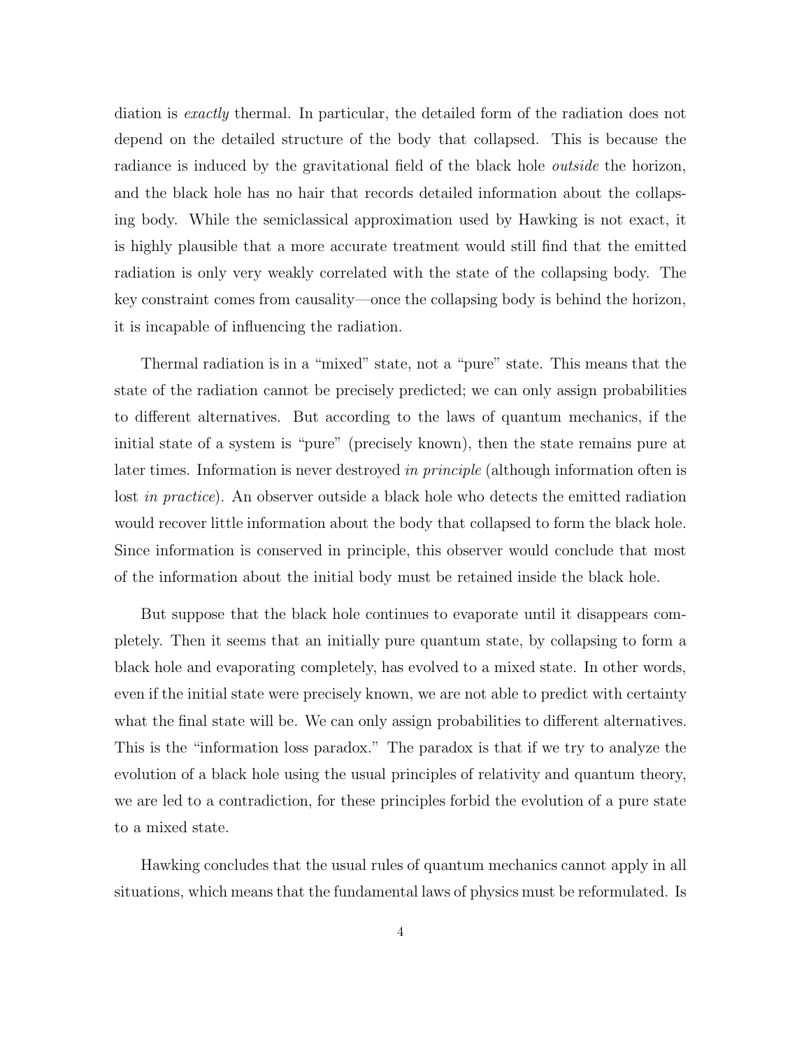diation is *exactly* thermal. In particular, the detailed form of the radiation does not depend on the detailed structure of the body that collapsed. This is because the radiance is induced by the gravitational field of the black hole *outside* the horizon, and the black hole has no hair that records detailed information about the collapsing body. While the semiclassical approximation used by Hawking is not exact, it is highly plausible that a more accurate treatment would still find that the emitted radiation is only very weakly correlated with the state of the collapsing body. The key constraint comes from causality—once the collapsing body is behind the horizon, it is incapable of influencing the radiation.

Thermal radiation is in a "mixed" state, not a "pure" state. This means that the state of the radiation cannot be precisely predicted; we can only assign probabilities to different alternatives. But according to the laws of quantum mechanics, if the initial state of a system is "pure" (precisely known), then the state remains pure at later times. Information is never destroyed *in principle* (although information often is lost *in practice*). An observer outside a black hole who detects the emitted radiation would recover little information about the body that collapsed to form the black hole. Since information is conserved in principle, this observer would conclude that most of the information about the initial body must be retained inside the black hole.

But suppose that the black hole continues to evaporate until it disappears completely. Then it seems that an initially pure quantum state, by collapsing to form a black hole and evaporating completely, has evolved to a mixed state. In other words, even if the initial state were precisely known, we are not able to predict with certainty what the final state will be. We can only assign probabilities to different alternatives. This is the "information loss paradox." The paradox is that if we try to analyze the evolution of a black hole using the usual principles of relativity and quantum theory, we are led to a contradiction, for these principles forbid the evolution of a pure state to a mixed state.

Hawking concludes that the usual rules of quantum mechanics cannot apply in all situations, which means that the fundamental laws of physics must be reformulated. Is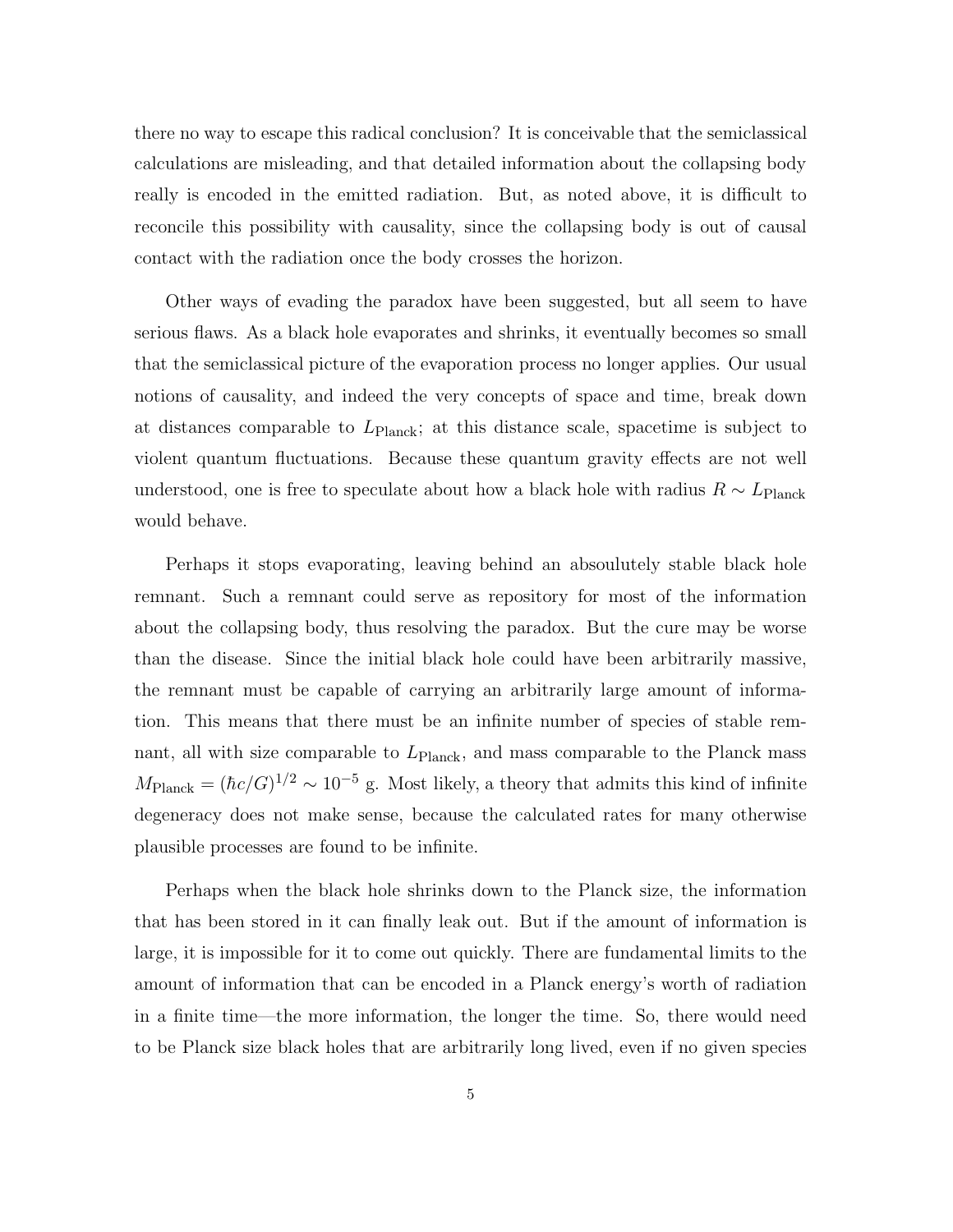there no way to escape this radical conclusion? It is conceivable that the semiclassical calculations are misleading, and that detailed information about the collapsing body really is encoded in the emitted radiation. But, as noted above, it is difficult to reconcile this possibility with causality, since the collapsing body is out of causal contact with the radiation once the body crosses the horizon.

Other ways of evading the paradox have been suggested, but all seem to have serious flaws. As a black hole evaporates and shrinks, it eventually becomes so small that the semiclassical picture of the evaporation process no longer applies. Our usual notions of causality, and indeed the very concepts of space and time, break down at distances comparable to $L_{\text{Planck}}$; at this distance scale, spacetime is subject to violent quantum fluctuations. Because these quantum gravity effects are not well understood, one is free to speculate about how a black hole with radius $R \sim L_{\text{Planck}}$ would behave.

Perhaps it stops evaporating, leaving behind an absoulutely stable black hole remnant. Such a remnant could serve as repository for most of the information about the collapsing body, thus resolving the paradox. But the cure may be worse than the disease. Since the initial black hole could have been arbitrarily massive, the remnant must be capable of carrying an arbitrarily large amount of information. This means that there must be an infinite number of species of stable remnant, all with size comparable to $L_{\text{Planck}}$, and mass comparable to the Planck mass $M_{\text{Planck}} = (\hbar c/G)^{1/2} \sim 10^{-5}$ g. Most likely, a theory that admits this kind of infinite degeneracy does not make sense, because the calculated rates for many otherwise plausible processes are found to be infinite.

Perhaps when the black hole shrinks down to the Planck size, the information that has been stored in it can finally leak out. But if the amount of information is large, it is impossible for it to come out quickly. There are fundamental limits to the amount of information that can be encoded in a Planck energy's worth of radiation in a finite time—the more information, the longer the time. So, there would need to be Planck size black holes that are arbitrarily long lived, even if no given species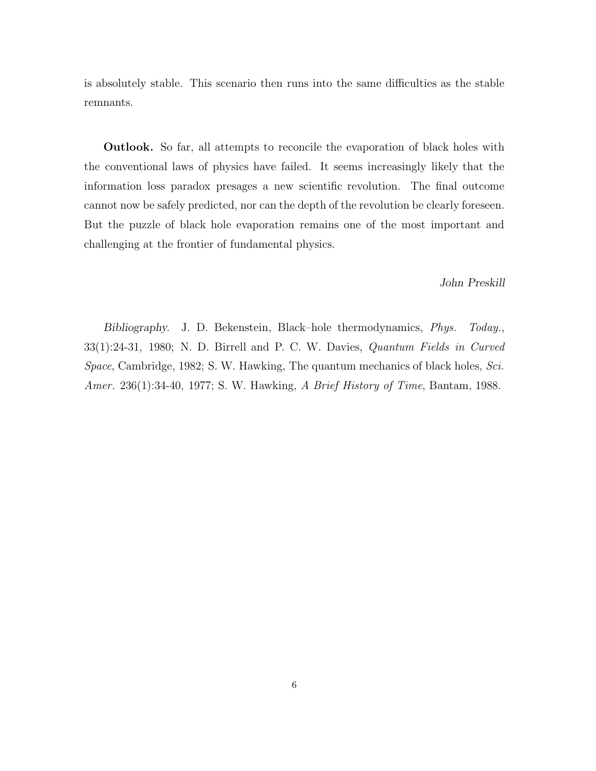is absolutely stable. This scenario then runs into the same difficulties as the stable remnants.

**Outlook.** So far, all attempts to reconcile the evaporation of black holes with the conventional laws of physics have failed. It seems increasingly likely that the information loss paradox presages a new scientific revolution. The final outcome cannot now be safely predicted, nor can the depth of the revolution be clearly foreseen. But the puzzle of black hole evaporation remains one of the most important and challenging at the frontier of fundamental physics.

*John Preskill*

*Bibliography.* J. D. Bekenstein, Black–hole thermodynamics, *Phys. Today.*, 33(1):24-31, 1980; N. D. Birrell and P. C. W. Davies, *Quantum Fields in Curved Space*, Cambridge, 1982; S. W. Hawking, The quantum mechanics of black holes, *Sci. Amer.* 236(1):34-40, 1977; S. W. Hawking, *A Brief History of Time*, Bantam, 1988.